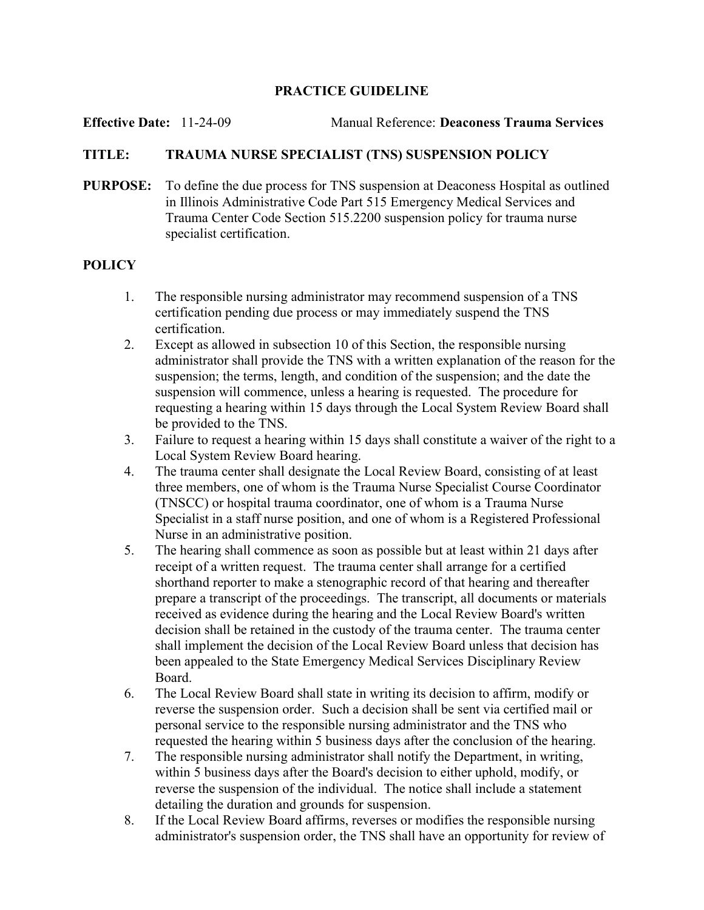**PRACTICE GUIDELINE**

**Effective Date:** 11-24-09 Manual Reference: **Deaconess Trauma Services**

**TITLE: TRAUMA NURSE SPECIALIST (TNS) SUSPENSION POLICY**

**PURPOSE:** To define the due process for TNS suspension at Deaconess Hospital as outlined in Illinois Administrative Code Part 515 Emergency Medical Services and Trauma Center Code Section 515.2200 suspension policy for trauma nurse specialist certification.

## POLICY

1. The responsible nursing administrator may recommend suspension of a TNS certification pending due process or may immediately suspend the TNS certification.
2. Except as allowed in subsection 10 of this Section, the responsible nursing administrator shall provide the TNS with a written explanation of the reason for the suspension; the terms, length, and condition of the suspension; and the date the suspension will commence, unless a hearing is requested. The procedure for requesting a hearing within 15 days through the Local System Review Board shall be provided to the TNS.
3. Failure to request a hearing within 15 days shall constitute a waiver of the right to a Local System Review Board hearing.
4. The trauma center shall designate the Local Review Board, consisting of at least three members, one of whom is the Trauma Nurse Specialist Course Coordinator (TNSCC) or hospital trauma coordinator, one of whom is a Trauma Nurse Specialist in a staff nurse position, and one of whom is a Registered Professional Nurse in an administrative position.
5. The hearing shall commence as soon as possible but at least within 21 days after receipt of a written request. The trauma center shall arrange for a certified shorthand reporter to make a stenographic record of that hearing and thereafter prepare a transcript of the proceedings. The transcript, all documents or materials received as evidence during the hearing and the Local Review Board's written decision shall be retained in the custody of the trauma center. The trauma center shall implement the decision of the Local Review Board unless that decision has been appealed to the State Emergency Medical Services Disciplinary Review Board.
6. The Local Review Board shall state in writing its decision to affirm, modify or reverse the suspension order. Such a decision shall be sent via certified mail or personal service to the responsible nursing administrator and the TNS who requested the hearing within 5 business days after the conclusion of the hearing.
7. The responsible nursing administrator shall notify the Department, in writing, within 5 business days after the Board's decision to either uphold, modify, or reverse the suspension of the individual. The notice shall include a statement detailing the duration and grounds for suspension.
8. If the Local Review Board affirms, reverses or modifies the responsible nursing administrator's suspension order, the TNS shall have an opportunity for review of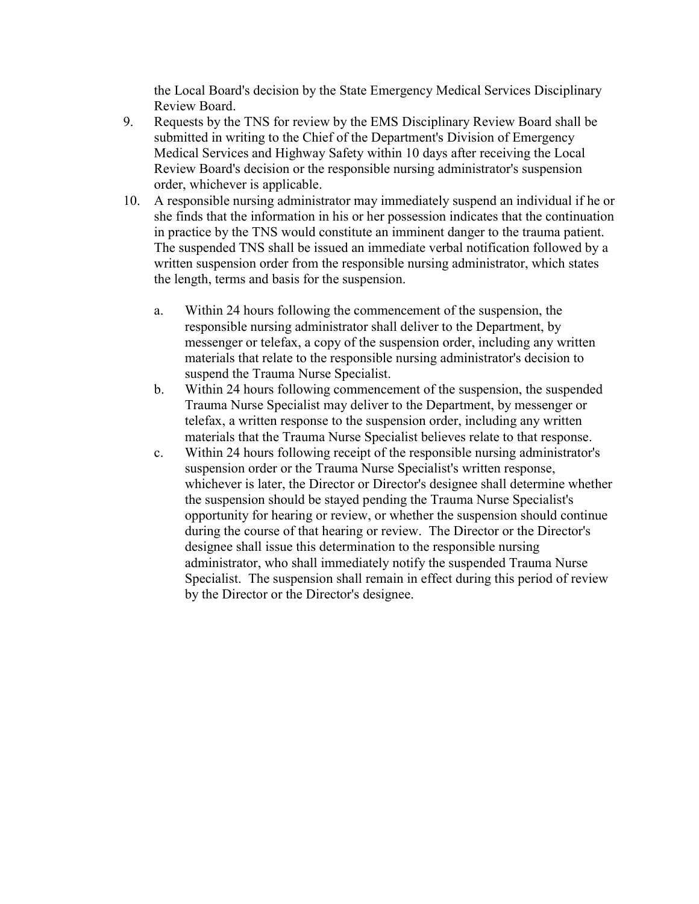the Local Board's decision by the State Emergency Medical Services Disciplinary Review Board.

9. Requests by the TNS for review by the EMS Disciplinary Review Board shall be submitted in writing to the Chief of the Department's Division of Emergency Medical Services and Highway Safety within 10 days after receiving the Local Review Board's decision or the responsible nursing administrator's suspension order, whichever is applicable.
10. A responsible nursing administrator may immediately suspend an individual if he or she finds that the information in his or her possession indicates that the continuation in practice by the TNS would constitute an imminent danger to the trauma patient. The suspended TNS shall be issued an immediate verbal notification followed by a written suspension order from the responsible nursing administrator, which states the length, terms and basis for the suspension.

    a. Within 24 hours following the commencement of the suspension, the responsible nursing administrator shall deliver to the Department, by messenger or telefax, a copy of the suspension order, including any written materials that relate to the responsible nursing administrator's decision to suspend the Trauma Nurse Specialist.
    b. Within 24 hours following commencement of the suspension, the suspended Trauma Nurse Specialist may deliver to the Department, by messenger or telefax, a written response to the suspension order, including any written materials that the Trauma Nurse Specialist believes relate to that response.
    c. Within 24 hours following receipt of the responsible nursing administrator's suspension order or the Trauma Nurse Specialist's written response, whichever is later, the Director or Director's designee shall determine whether the suspension should be stayed pending the Trauma Nurse Specialist's opportunity for hearing or review, or whether the suspension should continue during the course of that hearing or review. The Director or the Director's designee shall issue this determination to the responsible nursing administrator, who shall immediately notify the suspended Trauma Nurse Specialist. The suspension shall remain in effect during this period of review by the Director or the Director's designee.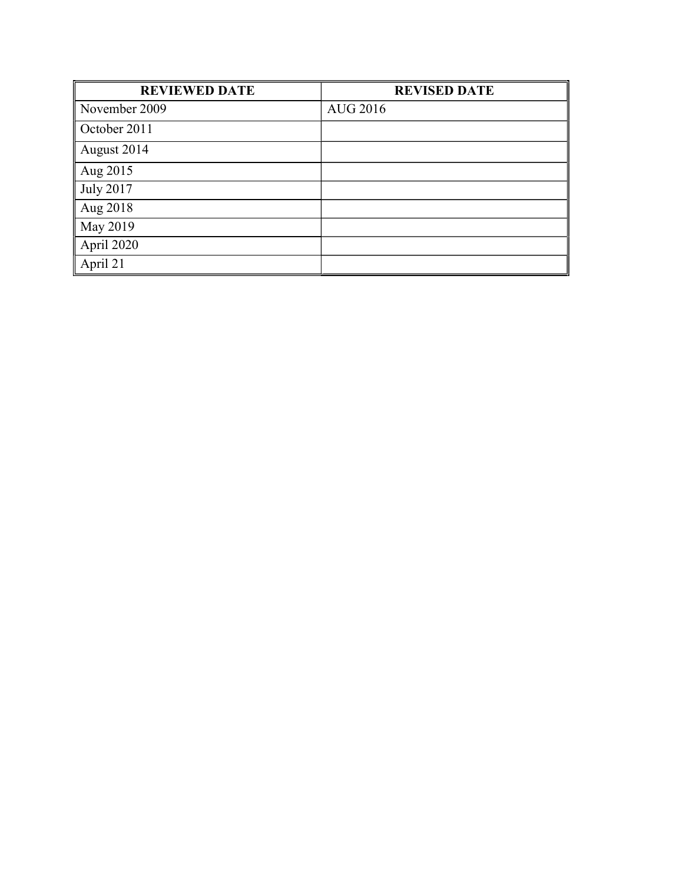| REVIEWED DATE | REVISED DATE |
|---|---|
| November 2009 | AUG 2016 |
| October 2011 | |
| August 2014 | |
| Aug 2015 | |
| July 2017 | |
| Aug 2018 | |
| May 2019 | |
| April 2020 | |
| April 21 | |